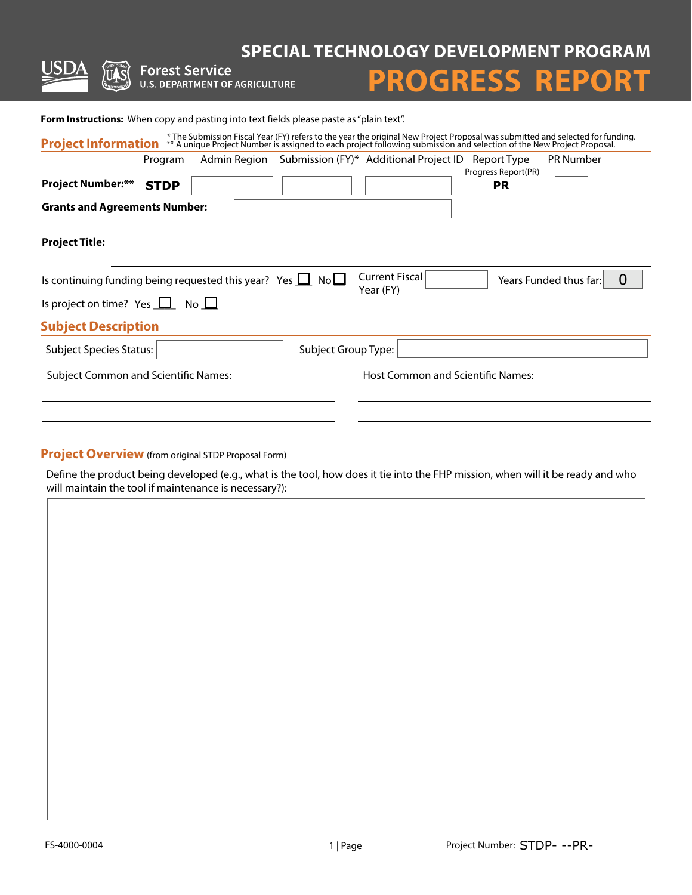USDA Forest Service U.S. DEPARTMENT OF AGRICULTURE

# SPECIAL TECHNOLOGY DEVELOPMENT PROGRAM
# PROGRESS REPORT

**Form Instructions:** When copy and pasting into text fields please paste as "plain text".

## Project Information

\* The Submission Fiscal Year (FY) refers to the year the original New Project Proposal was submitted and selected for funding.
\*\* A unique Project Number is assigned to each project following submission and selection of the New Project Proposal.

| | Program | Admin Region | Submission (FY)* | Additional Project ID | Report Type<br>Progress Report(PR) | PR Number |
|---|---|---|---|---|---|---|
| **Project Number:\*\*** | **STDP** | | | | **PR** | |

**Grants and Agreements Number:**

**Project Title:**

Is continuing funding being requested this year? Yes ☐ No ☐ Current Fiscal Year (FY) Years Funded thus far: 0

Is project on time? Yes ☐ No ☐

## Subject Description

Subject Species Status: Subject Group Type:

Subject Common and Scientific Names:

Host Common and Scientific Names:

## Project Overview (from original STDP Proposal Form)

Define the product being developed (e.g., what is the tool, how does it tie into the FHP mission, when will it be ready and who will maintain the tool if maintenance is necessary?):

FS-4000-0004

Project Number: STDP- --PR-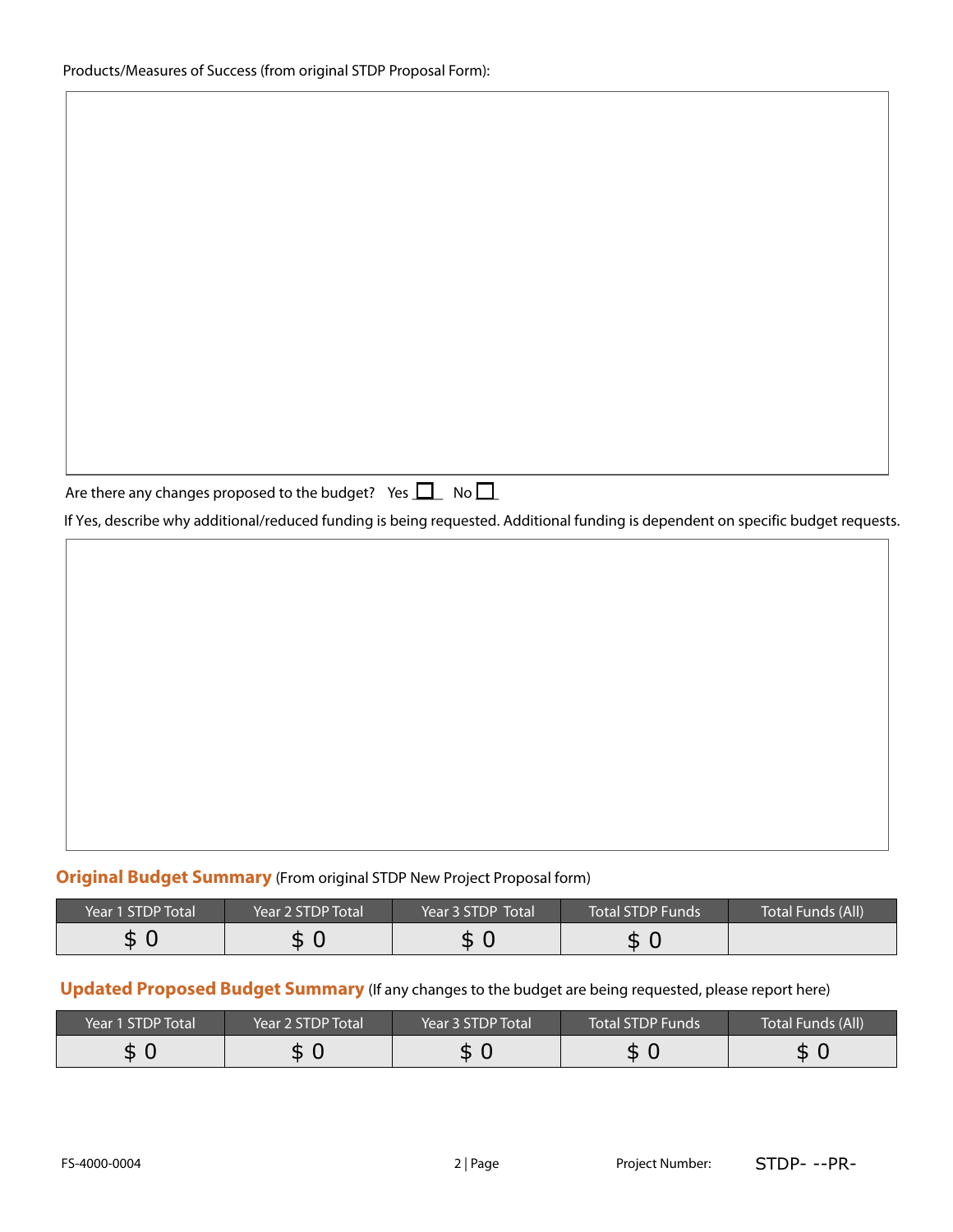Products/Measures of Success (from original STDP Proposal Form):

Are there any changes proposed to the budget? Yes ☐ No ☐

If Yes, describe why additional/reduced funding is being requested. Additional funding is dependent on specific budget requests.

## Original Budget Summary (From original STDP New Project Proposal form)

| Year 1 STDP Total | Year 2 STDP Total | Year 3 STDP Total | Total STDP Funds | Total Funds (All) |
|---|---|---|---|---|
| $ 0 | $ 0 | $ 0 | $ 0 | |

## Updated Proposed Budget Summary (If any changes to the budget are being requested, please report here)

| Year 1 STDP Total | Year 2 STDP Total | Year 3 STDP Total | Total STDP Funds | Total Funds (All) |
|---|---|---|---|---|
| $ 0 | $ 0 | $ 0 | $ 0 | $ 0 |

FS-4000-0004 Project Number: STDP- --PR-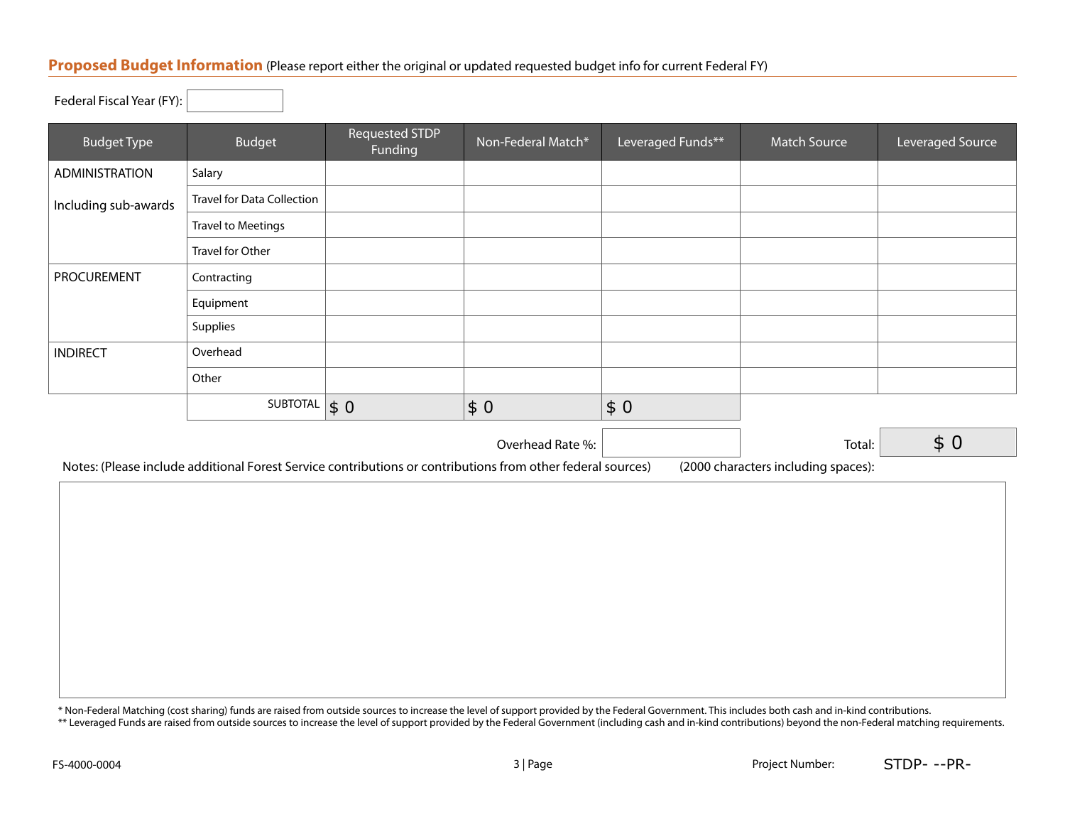## Proposed Budget Information (Please report either the original or updated requested budget info for current Federal FY)

Federal Fiscal Year (FY):

| Budget Type | Budget | Requested STDP Funding | Non-Federal Match* | Leveraged Funds** | Match Source | Leveraged Source |
|---|---|---|---|---|---|---|
| ADMINISTRATION Including sub-awards | Salary | | | | | |
| | Travel for Data Collection | | | | | |
| | Travel to Meetings | | | | | |
| | Travel for Other | | | | | |
| PROCUREMENT | Contracting | | | | | |
| | Equipment | | | | | |
| | Supplies | | | | | |
| INDIRECT | Overhead | | | | | |
| | Other | | | | | |
| | SUBTOTAL | $ 0 | $ 0 | $ 0 | | |

Overhead Rate %:

Total: $ 0

Notes: (Please include additional Forest Service contributions or contributions from other federal sources) (2000 characters including spaces):

\* Non-Federal Matching (cost sharing) funds are raised from outside sources to increase the level of support provided by the Federal Government. This includes both cash and in-kind contributions.

\*\* Leveraged Funds are raised from outside sources to increase the level of support provided by the Federal Government (including cash and in-kind contributions) beyond the non-Federal matching requirements.

FS-4000-0004

Project Number: STDP- --PR-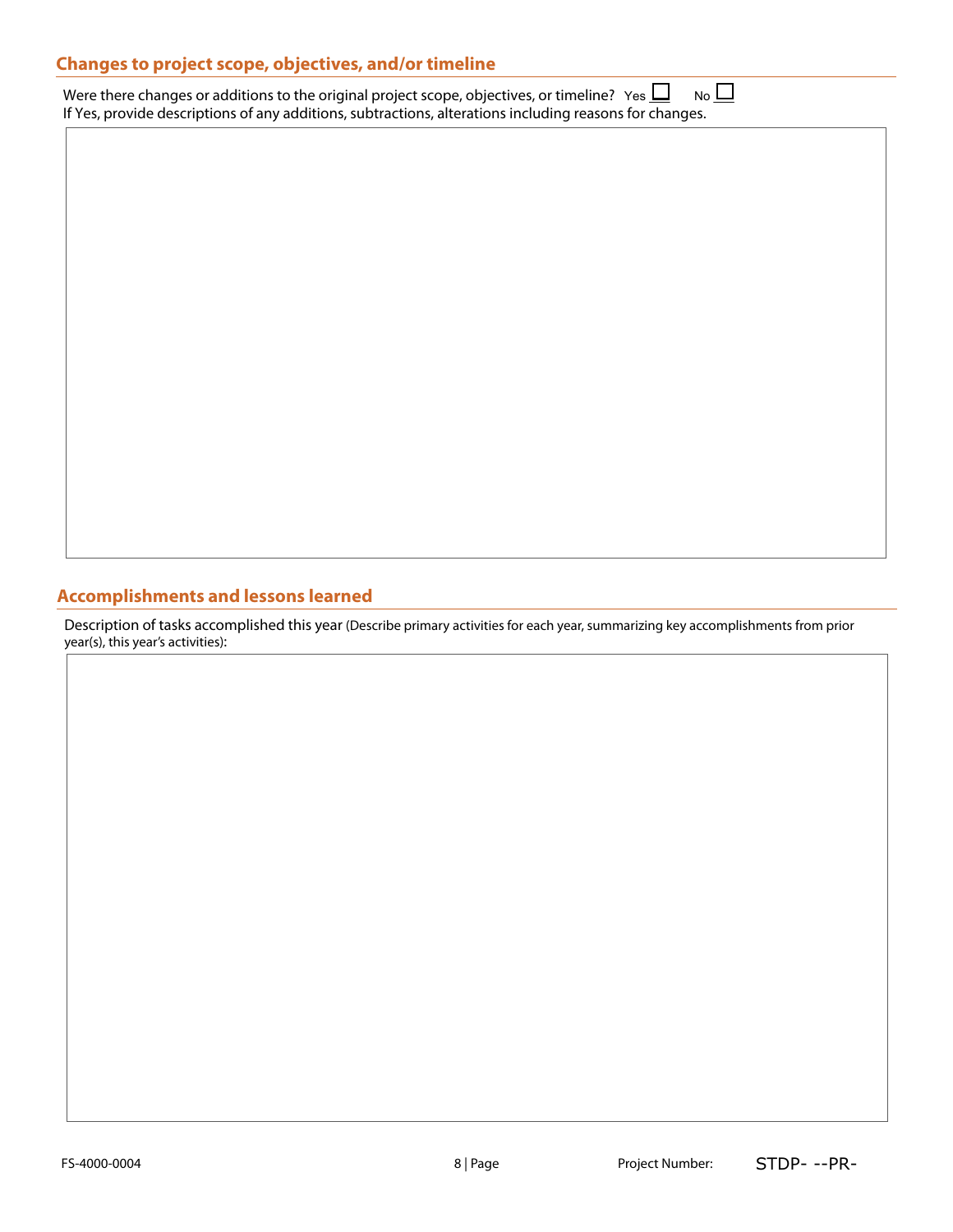## Changes to project scope, objectives, and/or timeline

Were there changes or additions to the original project scope, objectives, or timeline? Yes ☐ No ☐

If Yes, provide descriptions of any additions, subtractions, alterations including reasons for changes.

## Accomplishments and lessons learned

Description of tasks accomplished this year (Describe primary activities for each year, summarizing key accomplishments from prior year(s), this year's activities):

FS-4000-0004

Project Number: STDP- --PR-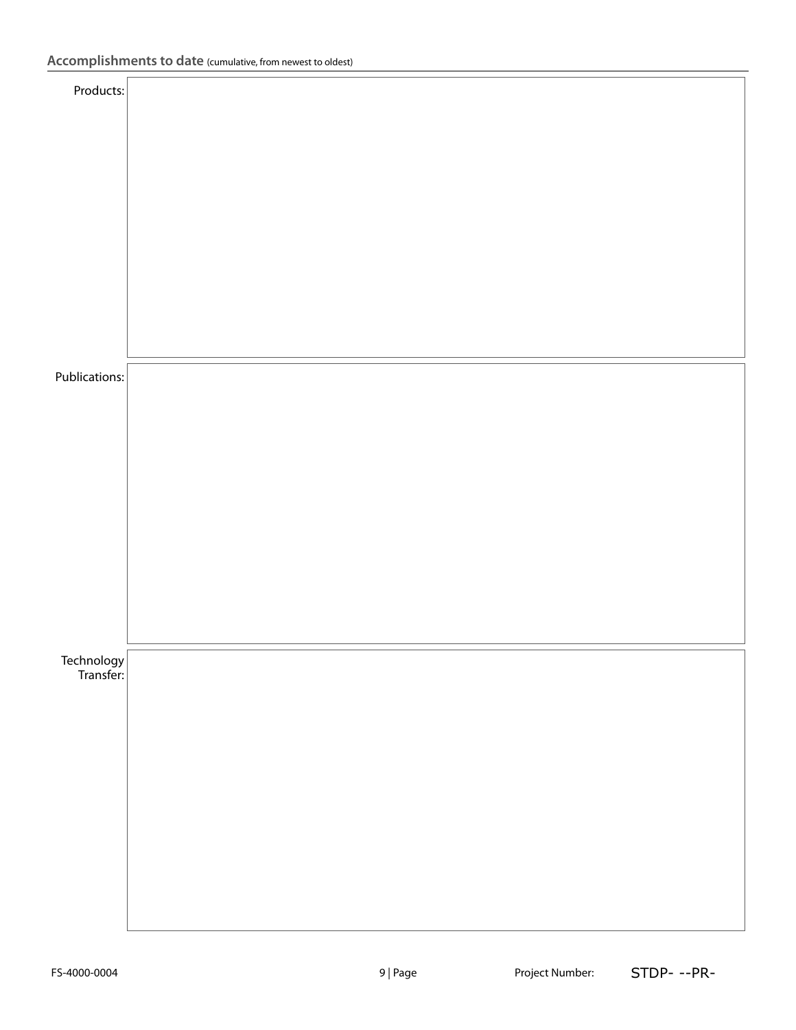## Accomplishments to date (cumulative, from newest to oldest)

Products:

Publications:

Technology Transfer: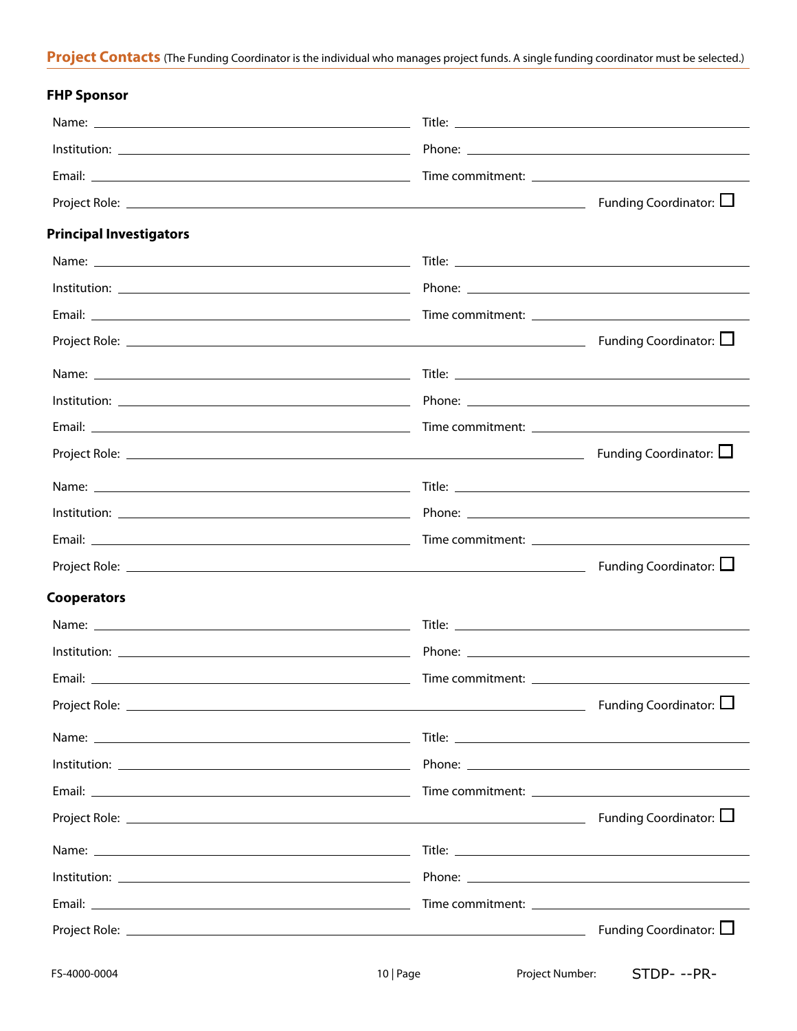## Project Contacts (The Funding Coordinator is the individual who manages project funds. A single funding coordinator must be selected.)

### FHP Sponsor

Name: ______________________ Title: ______________________

Institution: ______________________ Phone: ______________________

Email: ______________________ Time commitment: ______________________

Project Role: ______________________ Funding Coordinator: ☐

### Principal Investigators

Name: ______________________ Title: ______________________

Institution: ______________________ Phone: ______________________

Email: ______________________ Time commitment: ______________________

Project Role: ______________________ Funding Coordinator: ☐

Name: ______________________ Title: ______________________

Institution: ______________________ Phone: ______________________

Email: ______________________ Time commitment: ______________________

Project Role: ______________________ Funding Coordinator: ☐

Name: ______________________ Title: ______________________

Institution: ______________________ Phone: ______________________

Email: ______________________ Time commitment: ______________________

Project Role: ______________________ Funding Coordinator: ☐

### Cooperators

Name: ______________________ Title: ______________________

Institution: ______________________ Phone: ______________________

Email: ______________________ Time commitment: ______________________

Project Role: ______________________ Funding Coordinator: ☐

Name: ______________________ Title: ______________________

Institution: ______________________ Phone: ______________________

Email: ______________________ Time commitment: ______________________

Project Role: ______________________ Funding Coordinator: ☐

Name: ______________________ Title: ______________________

Institution: ______________________ Phone: ______________________

Email: ______________________ Time commitment: ______________________

Project Role: ______________________ Funding Coordinator: ☐

FS-4000-0004 Project Number: STDP- --PR-